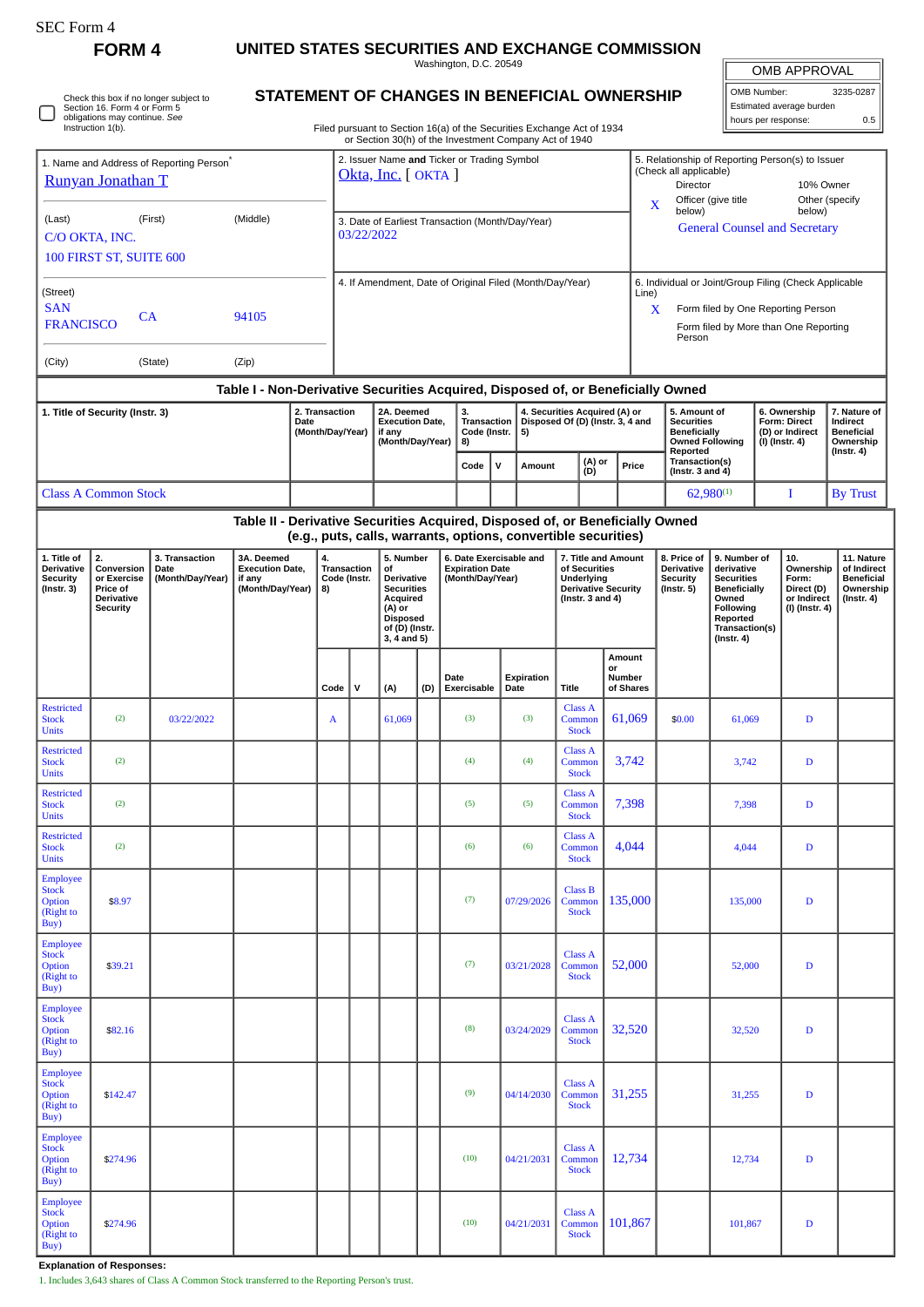SEC Form 4

**FORM 4**

# UNITED STATES SECURITIES AND EXCHANGE COMMISSION

Washington, D.C. 20549

## STATEMENT OF CHANGES IN BENEFICIAL OWNERSHIP

Filed pursuant to Section 16(a) of the Securities Exchange Act of 1934 or Section 30(h) of the Investment Company Act of 1940

| OMB APPROVAL | |
|---|---|
| OMB Number: | 3235-0287 |
| Estimated average burden | |
| hours per response: | 0.5 |

☐ Check this box if no longer subject to Section 16. Form 4 or Form 5 obligations may continue. *See* Instruction 1(b).

1. Name and Address of Reporting Person*
Runyan Jonathan T

(Last) (First) (Middle)
C/O OKTA, INC.
100 FIRST ST, SUITE 600

(Street)
SAN FRANCISCO CA 94105

(City) (State) (Zip)

2. Issuer Name **and** Ticker or Trading Symbol
Okta, Inc. [ OKTA ]

3. Date of Earliest Transaction (Month/Day/Year)
03/22/2022

4. If Amendment, Date of Original Filed (Month/Day/Year)

5. Relationship of Reporting Person(s) to Issuer (Check all applicable)
Director | 10% Owner
X Officer (give title below) | Other (specify below)
General Counsel and Secretary

6. Individual or Joint/Group Filing (Check Applicable Line)
X Form filed by One Reporting Person
Form filed by More than One Reporting Person

### Table I - Non-Derivative Securities Acquired, Disposed of, or Beneficially Owned

| 1. Title of Security (Instr. 3) | 2. Transaction Date (Month/Day/Year) | 2A. Deemed Execution Date, if any (Month/Day/Year) | 3. Transaction Code (Instr. 8) | | 4. Securities Acquired (A) or Disposed Of (D) (Instr. 3, 4 and 5) | | | 5. Amount of Securities Beneficially Owned Following Reported Transaction(s) (Instr. 3 and 4) | 6. Ownership Form: Direct (D) or Indirect (I) (Instr. 4) | 7. Nature of Indirect Beneficial Ownership (Instr. 4) |
|---|---|---|---|---|---|---|---|---|---|---|
| | | | Code | V | Amount | (A) or (D) | Price | | | |
| Class A Common Stock | | | | | | | | 62,980[1] | I | By Trust |

### Table II - Derivative Securities Acquired, Disposed of, or Beneficially Owned (e.g., puts, calls, warrants, options, convertible securities)

| 1. Title of Derivative Security (Instr. 3) | 2. Conversion or Exercise Price of Derivative Security | 3. Transaction Date (Month/Day/Year) | 3A. Deemed Execution Date, if any (Month/Day/Year) | 4. Transaction Code (Instr. 8) | | 5. Number of Derivative Securities Acquired (A) or Disposed of (D) (Instr. 3, 4 and 5) | | 6. Date Exercisable and Expiration Date (Month/Day/Year) | | 7. Title and Amount of Securities Underlying Derivative Security (Instr. 3 and 4) | | 8. Price of Derivative Security (Instr. 5) | 9. Number of derivative Securities Beneficially Owned Following Reported Transaction(s) (Instr. 4) | 10. Ownership Form: Direct (D) or Indirect (I) (Instr. 4) | 11. Nature of Indirect Beneficial Ownership (Instr. 4) |
|---|---|---|---|---|---|---|---|---|---|---|---|---|---|---|---|
| | | | | Code | V | (A) | (D) | Date Exercisable | Expiration Date | Title | Amount or Number of Shares | | | | |
| Restricted Stock Units | (2) | 03/22/2022 | | A | | 61,069 | | (3) | (3) | Class A Common Stock | 61,069 | $0.00 | 61,069 | D | |
| Restricted Stock Units | (2) | | | | | | | (4) | (4) | Class A Common Stock | 3,742 | | 3,742 | D | |
| Restricted Stock Units | (2) | | | | | | | (5) | (5) | Class A Common Stock | 7,398 | | 7,398 | D | |
| Restricted Stock Units | (2) | | | | | | | (6) | (6) | Class A Common Stock | 4,044 | | 4,044 | D | |
| Employee Stock Option (Right to Buy) | $8.97 | | | | | | | (7) | 07/29/2026 | Class B Common Stock | 135,000 | | 135,000 | D | |
| Employee Stock Option (Right to Buy) | $39.21 | | | | | | | (7) | 03/21/2028 | Class A Common Stock | 52,000 | | 52,000 | D | |
| Employee Stock Option (Right to Buy) | $82.16 | | | | | | | (8) | 03/24/2029 | Class A Common Stock | 32,520 | | 32,520 | D | |
| Employee Stock Option (Right to Buy) | $142.47 | | | | | | | (9) | 04/14/2030 | Class A Common Stock | 31,255 | | 31,255 | D | |
| Employee Stock Option (Right to Buy) | $274.96 | | | | | | | (10) | 04/21/2031 | Class A Common Stock | 12,734 | | 12,734 | D | |
| Employee Stock Option (Right to Buy) | $274.96 | | | | | | | (10) | 04/21/2031 | Class A Common Stock | 101,867 | | 101,867 | D | |

**Explanation of Responses:**

1. Includes 3,643 shares of Class A Common Stock transferred to the Reporting Person's trust.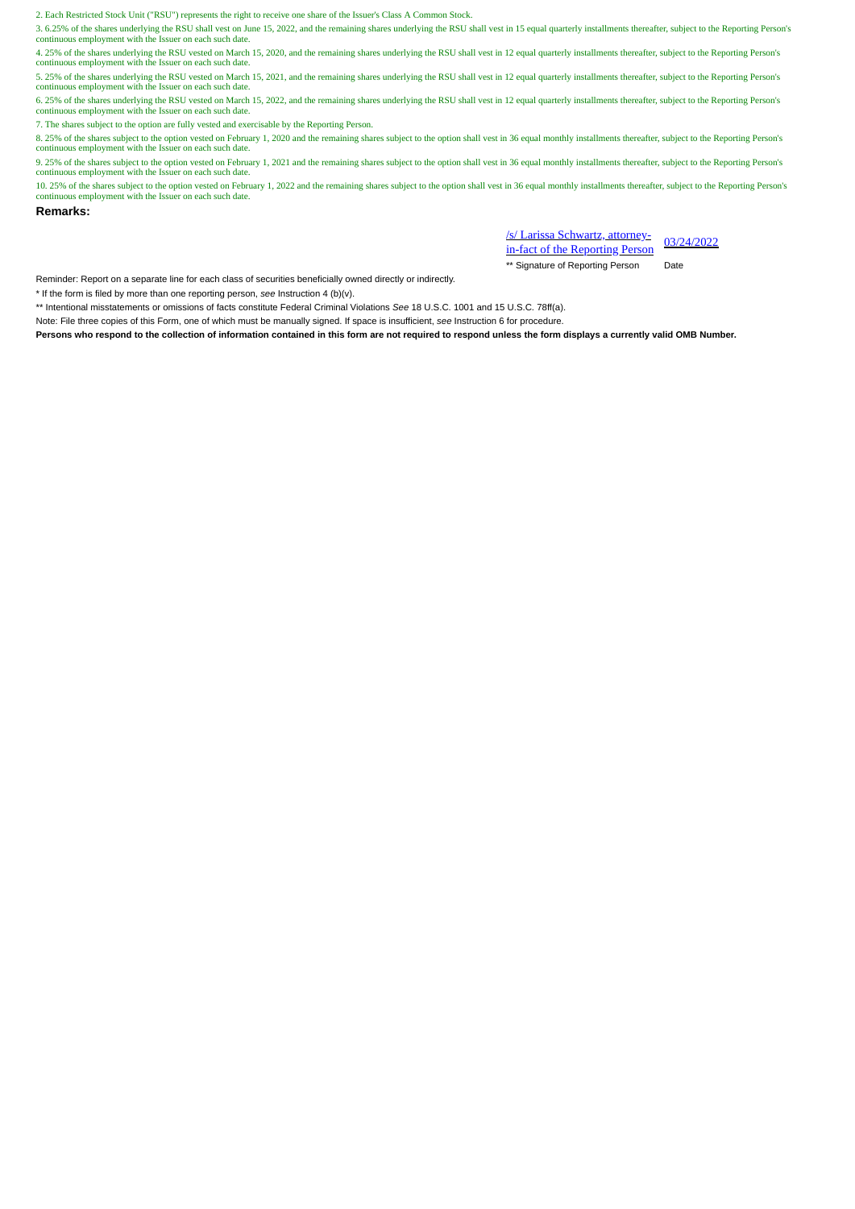2. Each Restricted Stock Unit ("RSU") represents the right to receive one share of the Issuer's Class A Common Stock.

3. 6.25% of the shares underlying the RSU shall vest on June 15, 2022, and the remaining shares underlying the RSU shall vest in 15 equal quarterly installments thereafter, subject to the Reporting Person's continuous employment with the Issuer on each such date.

4. 25% of the shares underlying the RSU vested on March 15, 2020, and the remaining shares underlying the RSU shall vest in 12 equal quarterly installments thereafter, subject to the Reporting Person's continuous employment with the Issuer on each such date.

5. 25% of the shares underlying the RSU vested on March 15, 2021, and the remaining shares underlying the RSU shall vest in 12 equal quarterly installments thereafter, subject to the Reporting Person's continuous employment with the Issuer on each such date.

6. 25% of the shares underlying the RSU vested on March 15, 2022, and the remaining shares underlying the RSU shall vest in 12 equal quarterly installments thereafter, subject to the Reporting Person's continuous employment with the Issuer on each such date.

7. The shares subject to the option are fully vested and exercisable by the Reporting Person.

8. 25% of the shares subject to the option vested on February 1, 2020 and the remaining shares subject to the option shall vest in 36 equal monthly installments thereafter, subject to the Reporting Person's continuous employment with the Issuer on each such date.

9. 25% of the shares subject to the option vested on February 1, 2021 and the remaining shares subject to the option shall vest in 36 equal monthly installments thereafter, subject to the Reporting Person's continuous employment with the Issuer on each such date.

10. 25% of the shares subject to the option vested on February 1, 2022 and the remaining shares subject to the option shall vest in 36 equal monthly installments thereafter, subject to the Reporting Person's continuous employment with the Issuer on each such date.

**Remarks:**

| | |
|---|---|
| /s/ Larissa Schwartz, attorney-in-fact of the Reporting Person | 03/24/2022 |
| ** Signature of Reporting Person | Date |

Reminder: Report on a separate line for each class of securities beneficially owned directly or indirectly.

\* If the form is filed by more than one reporting person, *see* Instruction 4 (b)(v).

** Intentional misstatements or omissions of facts constitute Federal Criminal Violations *See* 18 U.S.C. 1001 and 15 U.S.C. 78ff(a).

Note: File three copies of this Form, one of which must be manually signed. If space is insufficient, *see* Instruction 6 for procedure.

**Persons who respond to the collection of information contained in this form are not required to respond unless the form displays a currently valid OMB Number.**